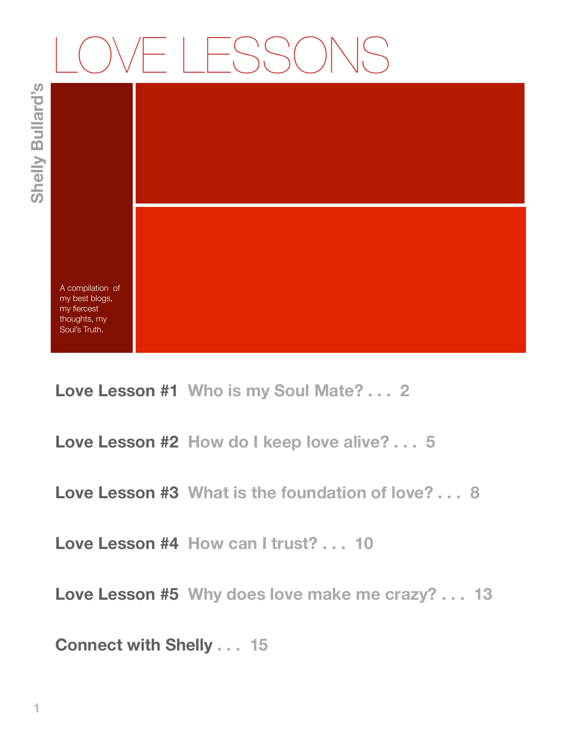# LOVE LESSONS

**Shelly Bullard's**

A compilation of my best blogs, my fiercest thoughts, my Soul's Truth.

**Love Lesson #1** Who is my Soul Mate? . . . 2

**Love Lesson #2** How do I keep love alive? . . . 5

**Love Lesson #3** What is the foundation of love? . . . 8

**Love Lesson #4** How can I trust? . . . 10

**Love Lesson #5** Why does love make me crazy? . . . 13

**Connect with Shelly** . . . 15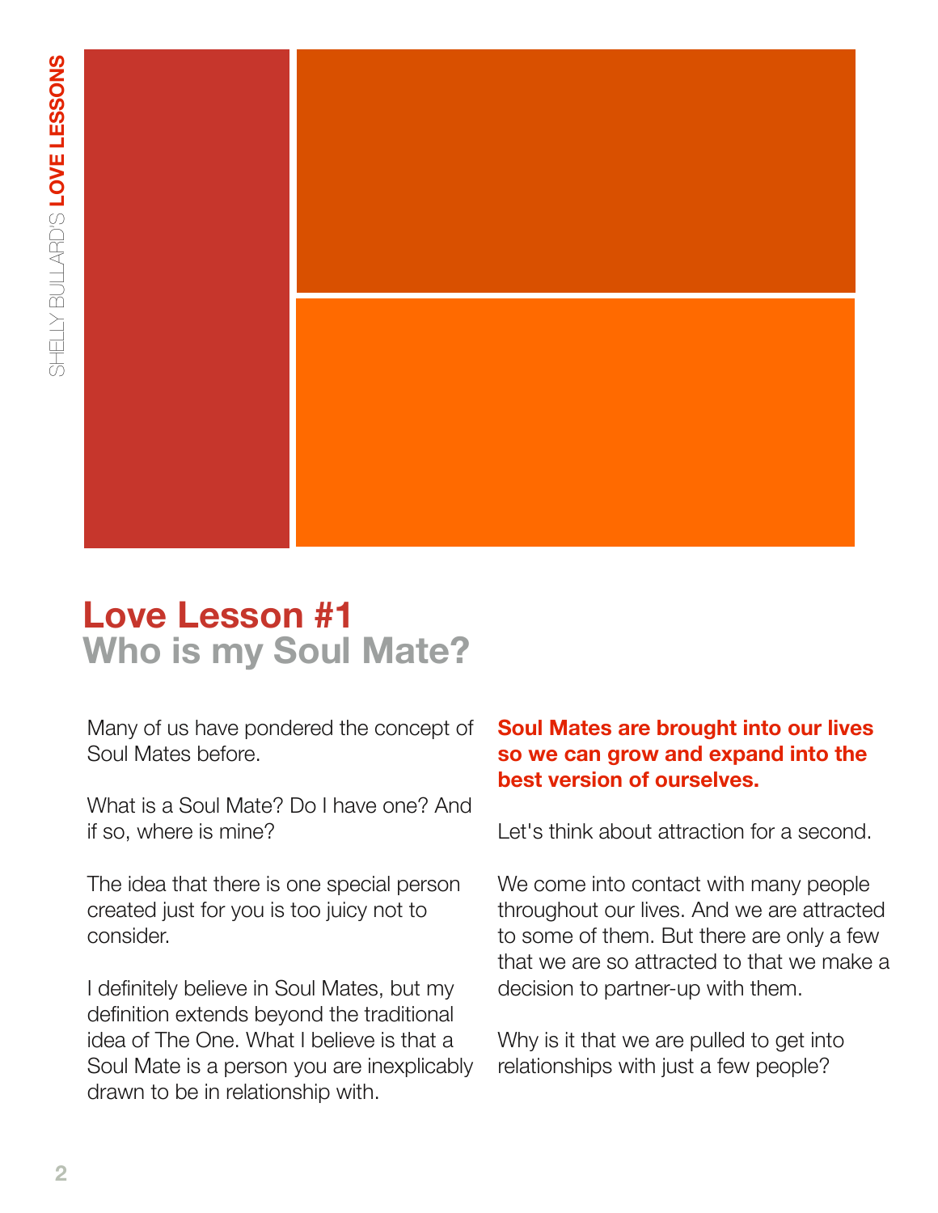# Love Lesson #1
## Who is my Soul Mate?

Many of us have pondered the concept of Soul Mates before.

What is a Soul Mate? Do I have one? And if so, where is mine?

The idea that there is one special person created just for you is too juicy not to consider.

I definitely believe in Soul Mates, but my definition extends beyond the traditional idea of The One. What I believe is that a Soul Mate is a person you are inexplicably drawn to be in relationship with.

**Soul Mates are brought into our lives so we can grow and expand into the best version of ourselves.**

Let's think about attraction for a second.

We come into contact with many people throughout our lives. And we are attracted to some of them. But there are only a few that we are so attracted to that we make a decision to partner-up with them.

Why is it that we are pulled to get into relationships with just a few people?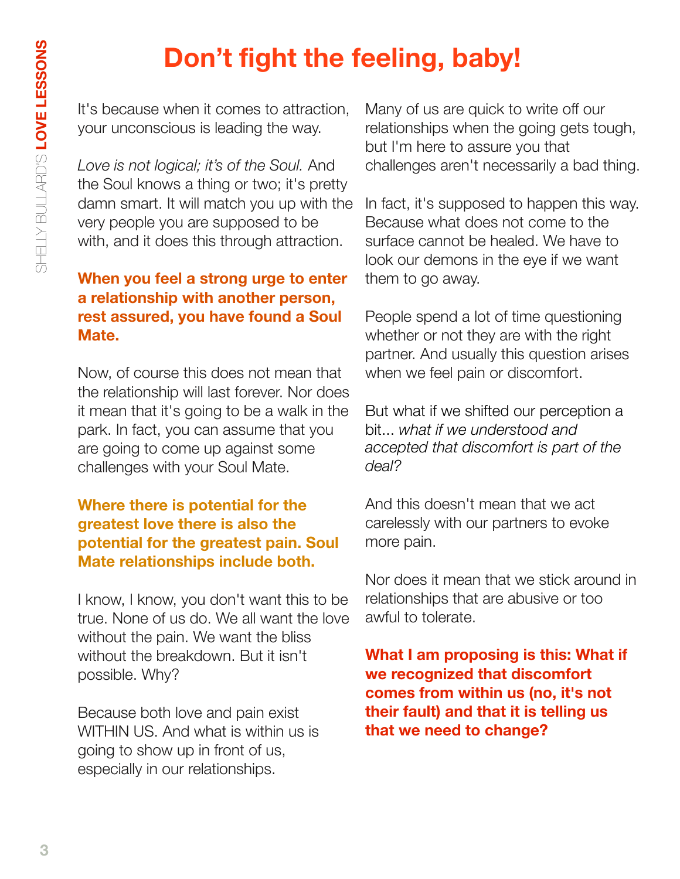# Don't fight the feeling, baby!

It's because when it comes to attraction, your unconscious is leading the way.

*Love is not logical; it's of the Soul.* And the Soul knows a thing or two; it's pretty damn smart. It will match you up with the very people you are supposed to be with, and it does this through attraction.

**When you feel a strong urge to enter a relationship with another person, rest assured, you have found a Soul Mate.**

Now, of course this does not mean that the relationship will last forever. Nor does it mean that it's going to be a walk in the park. In fact, you can assume that you are going to come up against some challenges with your Soul Mate.

**Where there is potential for the greatest love there is also the potential for the greatest pain. Soul Mate relationships include both.**

I know, I know, you don't want this to be true. None of us do. We all want the love without the pain. We want the bliss without the breakdown. But it isn't possible. Why?

Because both love and pain exist WITHIN US. And what is within us is going to show up in front of us, especially in our relationships.

Many of us are quick to write off our relationships when the going gets tough, but I'm here to assure you that challenges aren't necessarily a bad thing.

In fact, it's supposed to happen this way. Because what does not come to the surface cannot be healed. We have to look our demons in the eye if we want them to go away.

People spend a lot of time questioning whether or not they are with the right partner. And usually this question arises when we feel pain or discomfort.

But what if we shifted our perception a bit... *what if we understood and accepted that discomfort is part of the deal?*

And this doesn't mean that we act carelessly with our partners to evoke more pain.

Nor does it mean that we stick around in relationships that are abusive or too awful to tolerate.

**What I am proposing is this: What if we recognized that discomfort comes from within us (no, it's not their fault) and that it is telling us that we need to change?**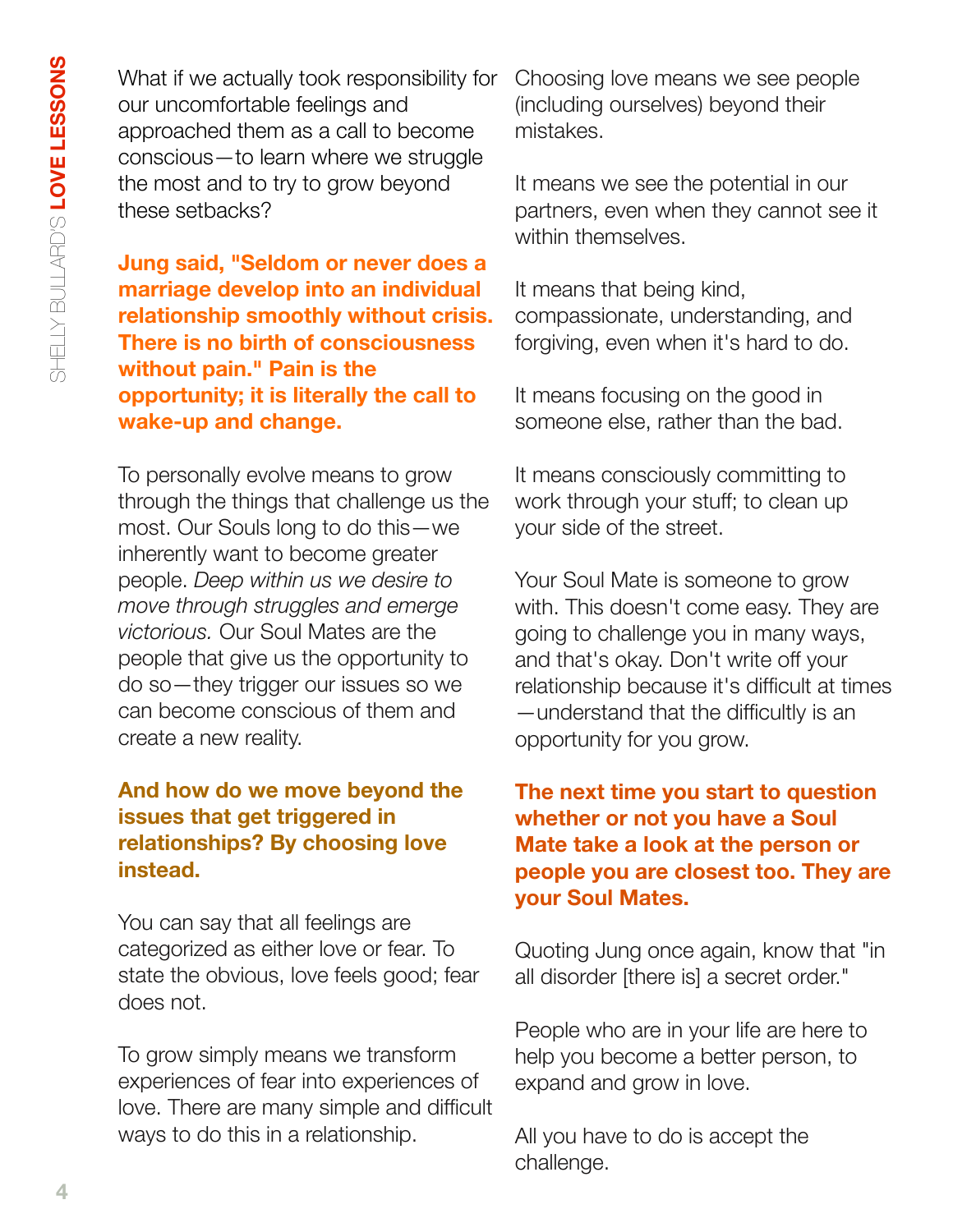What if we actually took responsibility for our uncomfortable feelings and approached them as a call to become conscious—to learn where we struggle the most and to try to grow beyond these setbacks?

**Jung said, "Seldom or never does a marriage develop into an individual relationship smoothly without crisis. There is no birth of consciousness without pain." Pain is the opportunity; it is literally the call to wake-up and change.**

To personally evolve means to grow through the things that challenge us the most. Our Souls long to do this—we inherently want to become greater people. *Deep within us we desire to move through struggles and emerge victorious.* Our Soul Mates are the people that give us the opportunity to do so—they trigger our issues so we can become conscious of them and create a new reality.

**And how do we move beyond the issues that get triggered in relationships? By choosing love instead.**

You can say that all feelings are categorized as either love or fear. To state the obvious, love feels good; fear does not.

To grow simply means we transform experiences of fear into experiences of love. There are many simple and difficult ways to do this in a relationship.

Choosing love means we see people (including ourselves) beyond their mistakes.

It means we see the potential in our partners, even when they cannot see it within themselves.

It means that being kind, compassionate, understanding, and forgiving, even when it's hard to do.

It means focusing on the good in someone else, rather than the bad.

It means consciously committing to work through your stuff; to clean up your side of the street.

Your Soul Mate is someone to grow with. This doesn't come easy. They are going to challenge you in many ways, and that's okay. Don't write off your relationship because it's difficult at times—understand that the difficultly is an opportunity for you grow.

**The next time you start to question whether or not you have a Soul Mate take a look at the person or people you are closest too. They are your Soul Mates.**

Quoting Jung once again, know that "in all disorder [there is] a secret order."

People who are in your life are here to help you become a better person, to expand and grow in love.

All you have to do is accept the challenge.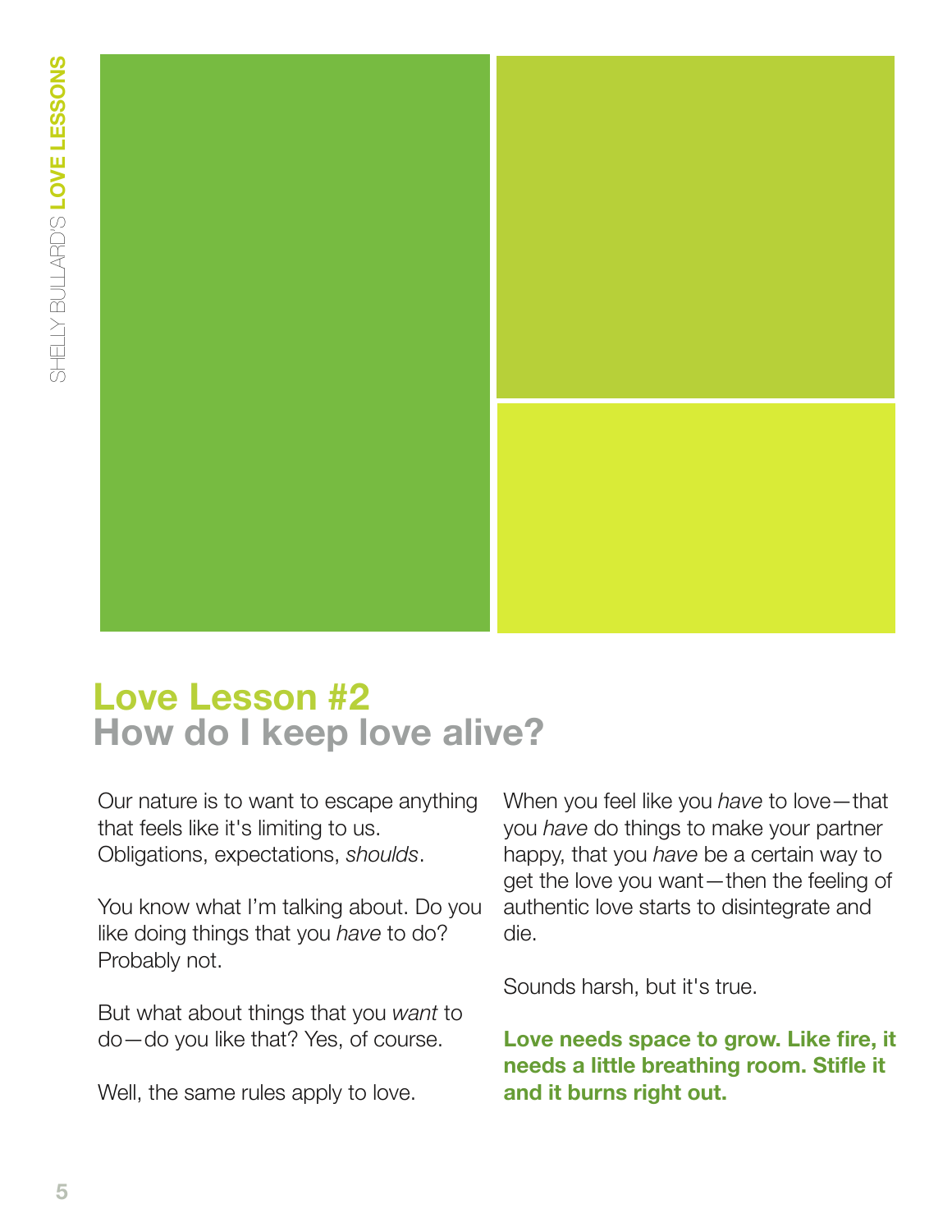# Love Lesson #2
## How do I keep love alive?

Our nature is to want to escape anything that feels like it's limiting to us. Obligations, expectations, *shoulds*.

You know what I'm talking about. Do you like doing things that you *have* to do? Probably not.

But what about things that you *want* to do—do you like that? Yes, of course.

Well, the same rules apply to love.

When you feel like you *have* to love—that you *have* do things to make your partner happy, that you *have* be a certain way to get the love you want—then the feeling of authentic love starts to disintegrate and die.

Sounds harsh, but it's true.

**Love needs space to grow. Like fire, it needs a little breathing room. Stifle it and it burns right out.**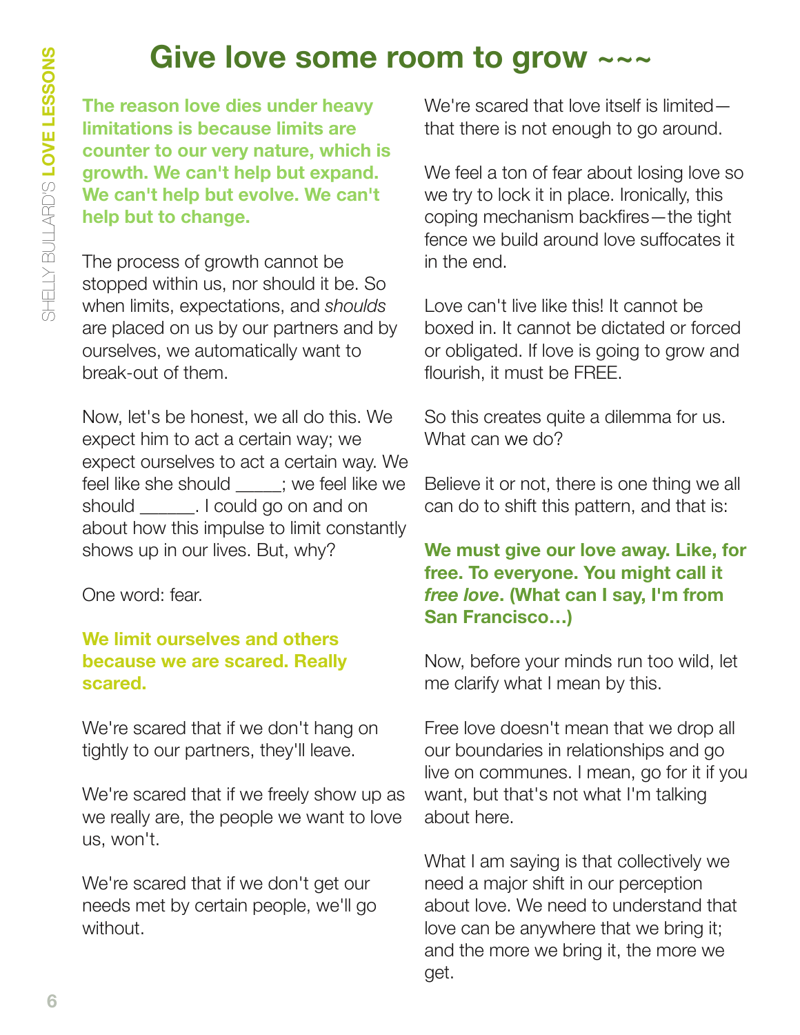# Give love some room to grow ~~~

**The reason love dies under heavy limitations is because limits are counter to our very nature, which is growth. We can't help but expand. We can't help but evolve. We can't help but to change.**

The process of growth cannot be stopped within us, nor should it be. So when limits, expectations, and *shoulds* are placed on us by our partners and by ourselves, we automatically want to break-out of them.

Now, let's be honest, we all do this. We expect him to act a certain way; we expect ourselves to act a certain way. We feel like she should _____; we feel like we should ______. I could go on and on about how this impulse to limit constantly shows up in our lives. But, why?

One word: fear.

**We limit ourselves and others because we are scared. Really scared.**

We're scared that if we don't hang on tightly to our partners, they'll leave.

We're scared that if we freely show up as we really are, the people we want to love us, won't.

We're scared that if we don't get our needs met by certain people, we'll go without.

We're scared that love itself is limited—that there is not enough to go around.

We feel a ton of fear about losing love so we try to lock it in place. Ironically, this coping mechanism backfires—the tight fence we build around love suffocates it in the end.

Love can't live like this! It cannot be boxed in. It cannot be dictated or forced or obligated. If love is going to grow and flourish, it must be FREE.

So this creates quite a dilemma for us. What can we do?

Believe it or not, there is one thing we all can do to shift this pattern, and that is:

**We must give our love away. Like, for free. To everyone. You might call it *free love*. (What can I say, I'm from San Francisco…)**

Now, before your minds run too wild, let me clarify what I mean by this.

Free love doesn't mean that we drop all our boundaries in relationships and go live on communes. I mean, go for it if you want, but that's not what I'm talking about here.

What I am saying is that collectively we need a major shift in our perception about love. We need to understand that love can be anywhere that we bring it; and the more we bring it, the more we get.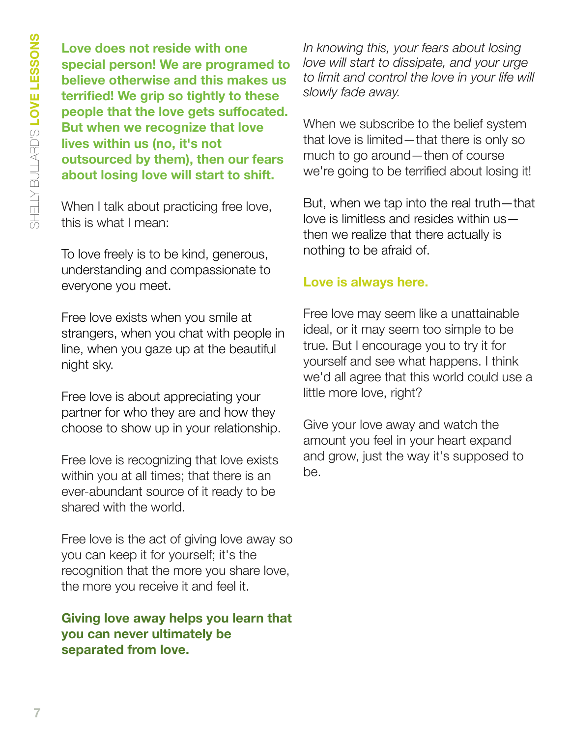**Love does not reside with one special person! We are programed to believe otherwise and this makes us terrified! We grip so tightly to these people that the love gets suffocated. But when we recognize that love lives within us (no, it's not outsourced by them), then our fears about losing love will start to shift.**

When I talk about practicing free love, this is what I mean:

To love freely is to be kind, generous, understanding and compassionate to everyone you meet.

Free love exists when you smile at strangers, when you chat with people in line, when you gaze up at the beautiful night sky.

Free love is about appreciating your partner for who they are and how they choose to show up in your relationship.

Free love is recognizing that love exists within you at all times; that there is an ever-abundant source of it ready to be shared with the world.

Free love is the act of giving love away so you can keep it for yourself; it's the recognition that the more you share love, the more you receive it and feel it.

**Giving love away helps you learn that you can never ultimately be separated from love.**

*In knowing this, your fears about losing love will start to dissipate, and your urge to limit and control the love in your life will slowly fade away.*

When we subscribe to the belief system that love is limited—that there is only so much to go around—then of course we're going to be terrified about losing it!

But, when we tap into the real truth—that love is limitless and resides within us—then we realize that there actually is nothing to be afraid of.

**Love is always here.**

Free love may seem like a unattainable ideal, or it may seem too simple to be true. But I encourage you to try it for yourself and see what happens. I think we'd all agree that this world could use a little more love, right?

Give your love away and watch the amount you feel in your heart expand and grow, just the way it's supposed to be.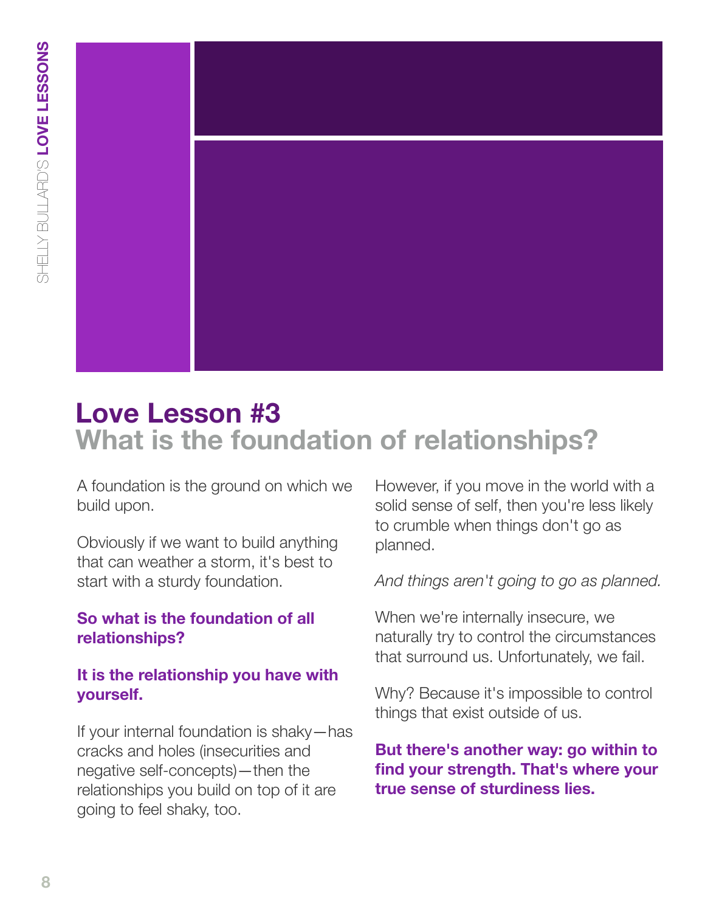# Love Lesson #3

## What is the foundation of relationships?

A foundation is the ground on which we build upon.

Obviously if we want to build anything that can weather a storm, it's best to start with a sturdy foundation.

**So what is the foundation of all relationships?**

**It is the relationship you have with yourself.**

If your internal foundation is shaky—has cracks and holes (insecurities and negative self-concepts)—then the relationships you build on top of it are going to feel shaky, too.

However, if you move in the world with a solid sense of self, then you're less likely to crumble when things don't go as planned.

*And things aren't going to go as planned.*

When we're internally insecure, we naturally try to control the circumstances that surround us. Unfortunately, we fail.

Why? Because it's impossible to control things that exist outside of us.

**But there's another way: go within to find your strength. That's where your true sense of sturdiness lies.**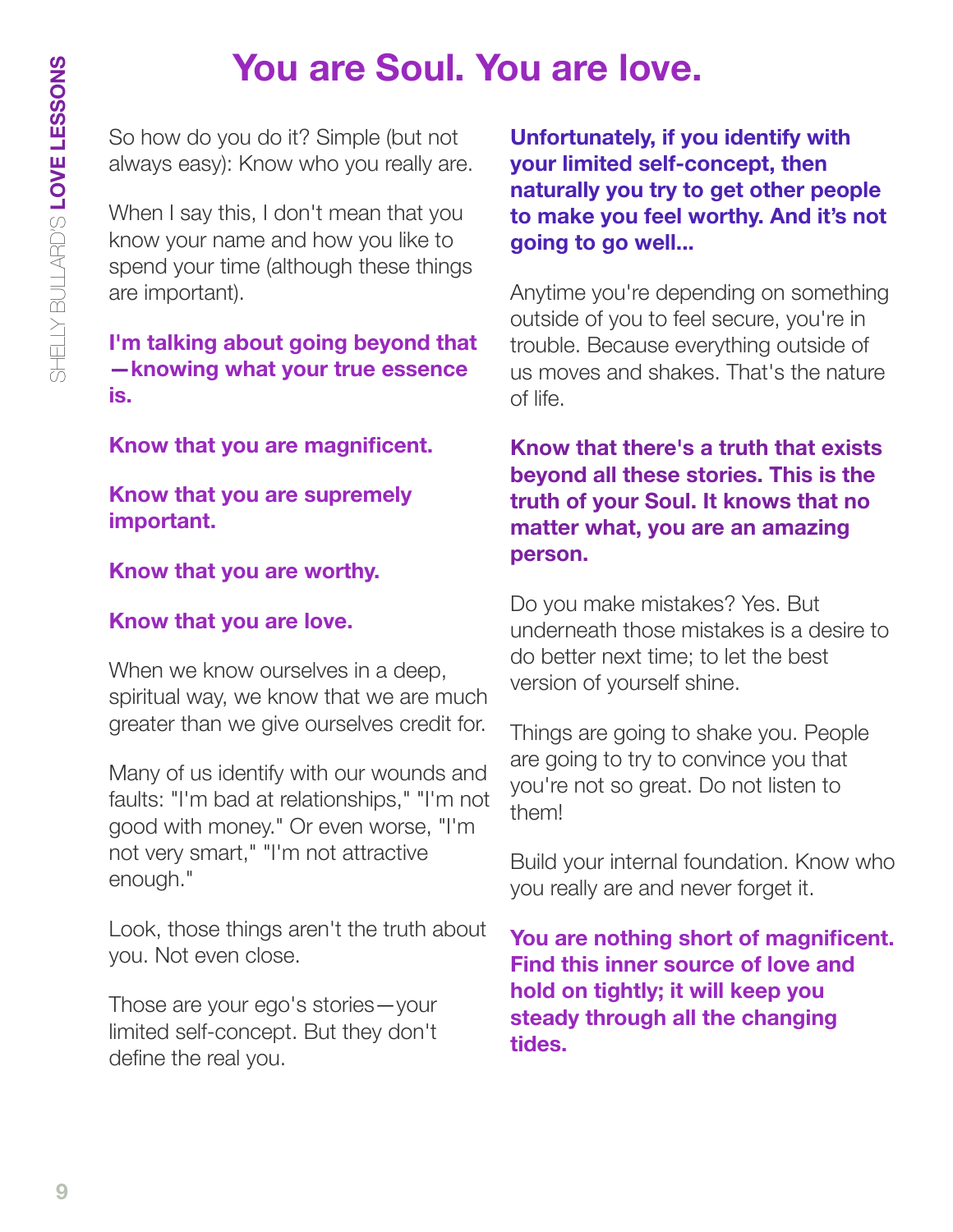# You are Soul. You are love.

So how do you do it? Simple (but not always easy): Know who you really are.

When I say this, I don't mean that you know your name and how you like to spend your time (although these things are important).

**I'm talking about going beyond that—knowing what your true essence is.**

**Know that you are magnificent.**

**Know that you are supremely important.**

**Know that you are worthy.**

**Know that you are love.**

When we know ourselves in a deep, spiritual way, we know that we are much greater than we give ourselves credit for.

Many of us identify with our wounds and faults: "I'm bad at relationships," "I'm not good with money." Or even worse, "I'm not very smart," "I'm not attractive enough."

Look, those things aren't the truth about you. Not even close.

Those are your ego's stories—your limited self-concept. But they don't define the real you.

**Unfortunately, if you identify with your limited self-concept, then naturally you try to get other people to make you feel worthy. And it's not going to go well...**

Anytime you're depending on something outside of you to feel secure, you're in trouble. Because everything outside of us moves and shakes. That's the nature of life.

**Know that there's a truth that exists beyond all these stories. This is the truth of your Soul. It knows that no matter what, you are an amazing person.**

Do you make mistakes? Yes. But underneath those mistakes is a desire to do better next time; to let the best version of yourself shine.

Things are going to shake you. People are going to try to convince you that you're not so great. Do not listen to them!

Build your internal foundation. Know who you really are and never forget it.

**You are nothing short of magnificent. Find this inner source of love and hold on tightly; it will keep you steady through all the changing tides.**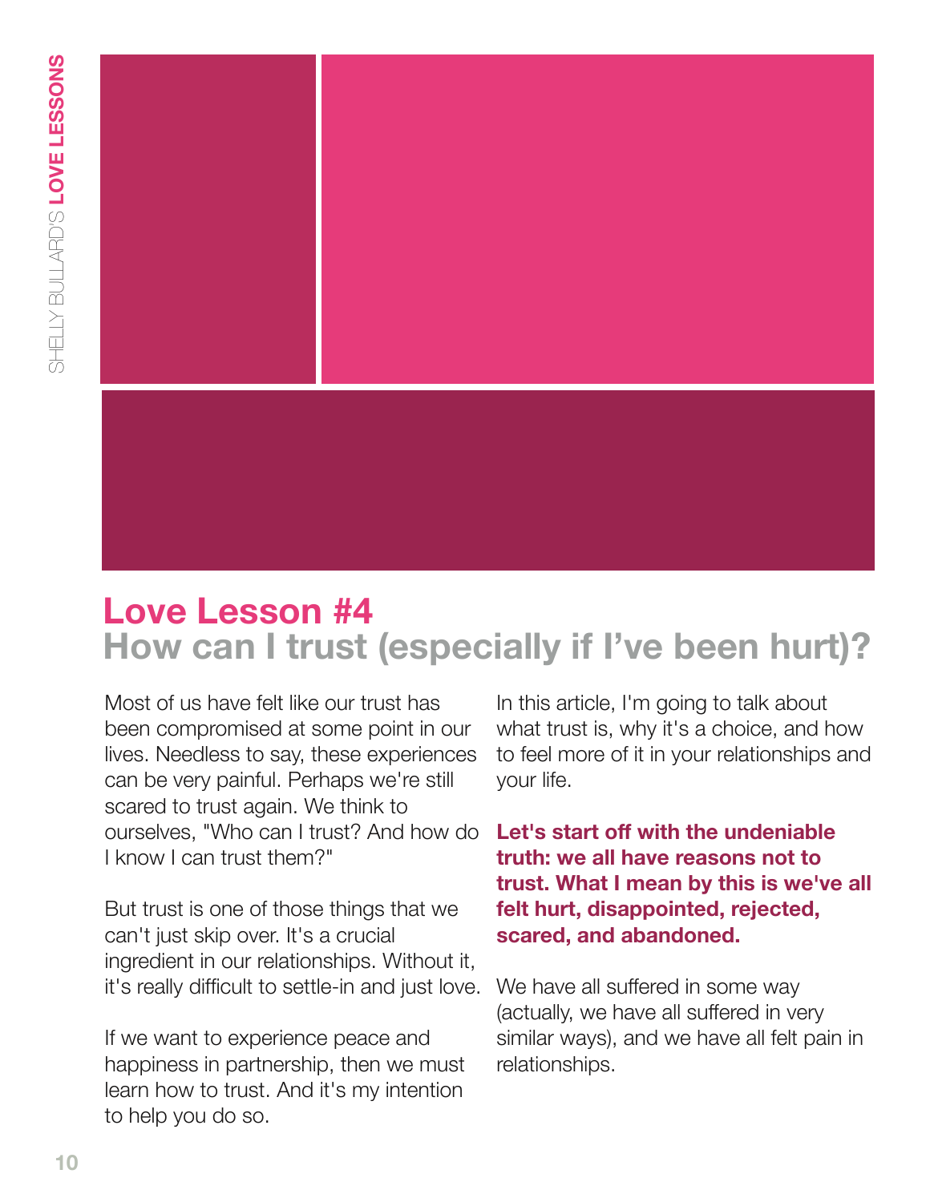# Love Lesson #4
## How can I trust (especially if I've been hurt)?

Most of us have felt like our trust has been compromised at some point in our lives. Needless to say, these experiences can be very painful. Perhaps we're still scared to trust again. We think to ourselves, "Who can I trust? And how do I know I can trust them?"

But trust is one of those things that we can't just skip over. It's a crucial ingredient in our relationships. Without it, it's really difficult to settle-in and just love.

If we want to experience peace and happiness in partnership, then we must learn how to trust. And it's my intention to help you do so.

In this article, I'm going to talk about what trust is, why it's a choice, and how to feel more of it in your relationships and your life.

**Let's start off with the undeniable truth: we all have reasons not to trust. What I mean by this is we've all felt hurt, disappointed, rejected, scared, and abandoned.**

We have all suffered in some way (actually, we have all suffered in very similar ways), and we have all felt pain in relationships.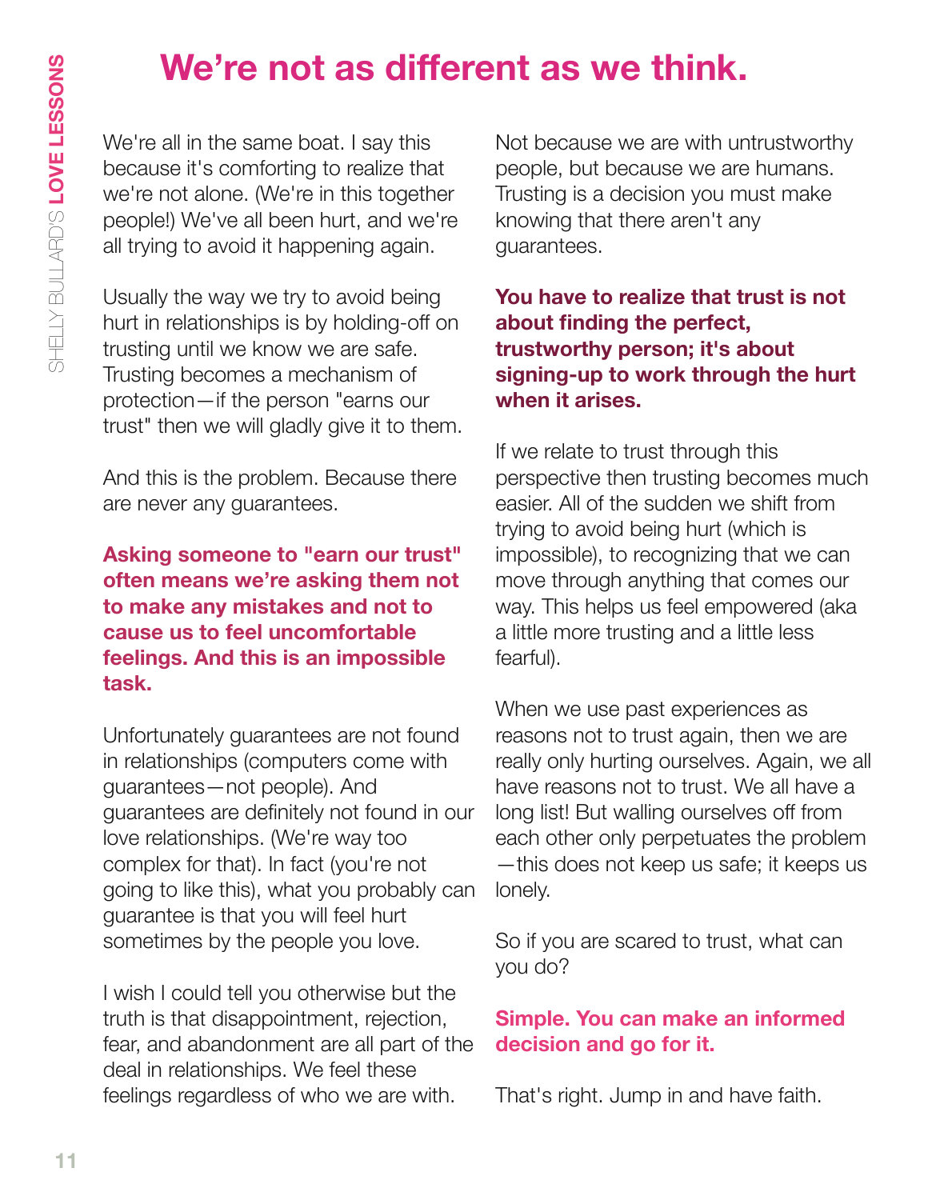# We're not as different as we think.

We're all in the same boat. I say this because it's comforting to realize that we're not alone. (We're in this together people!) We've all been hurt, and we're all trying to avoid it happening again.

Usually the way we try to avoid being hurt in relationships is by holding-off on trusting until we know we are safe. Trusting becomes a mechanism of protection—if the person "earns our trust" then we will gladly give it to them.

And this is the problem. Because there are never any guarantees.

**Asking someone to "earn our trust" often means we're asking them not to make any mistakes and not to cause us to feel uncomfortable feelings. And this is an impossible task.**

Unfortunately guarantees are not found in relationships (computers come with guarantees—not people). And guarantees are definitely not found in our love relationships. (We're way too complex for that). In fact (you're not going to like this), what you probably can guarantee is that you will feel hurt sometimes by the people you love.

I wish I could tell you otherwise but the truth is that disappointment, rejection, fear, and abandonment are all part of the deal in relationships. We feel these feelings regardless of who we are with. Not because we are with untrustworthy people, but because we are humans. Trusting is a decision you must make knowing that there aren't any guarantees.

**You have to realize that trust is not about finding the perfect, trustworthy person; it's about signing-up to work through the hurt when it arises.**

If we relate to trust through this perspective then trusting becomes much easier. All of the sudden we shift from trying to avoid being hurt (which is impossible), to recognizing that we can move through anything that comes our way. This helps us feel empowered (aka a little more trusting and a little less fearful).

When we use past experiences as reasons not to trust again, then we are really only hurting ourselves. Again, we all have reasons not to trust. We all have a long list! But walling ourselves off from each other only perpetuates the problem—this does not keep us safe; it keeps us lonely.

So if you are scared to trust, what can you do?

**Simple. You can make an informed decision and go for it.**

That's right. Jump in and have faith.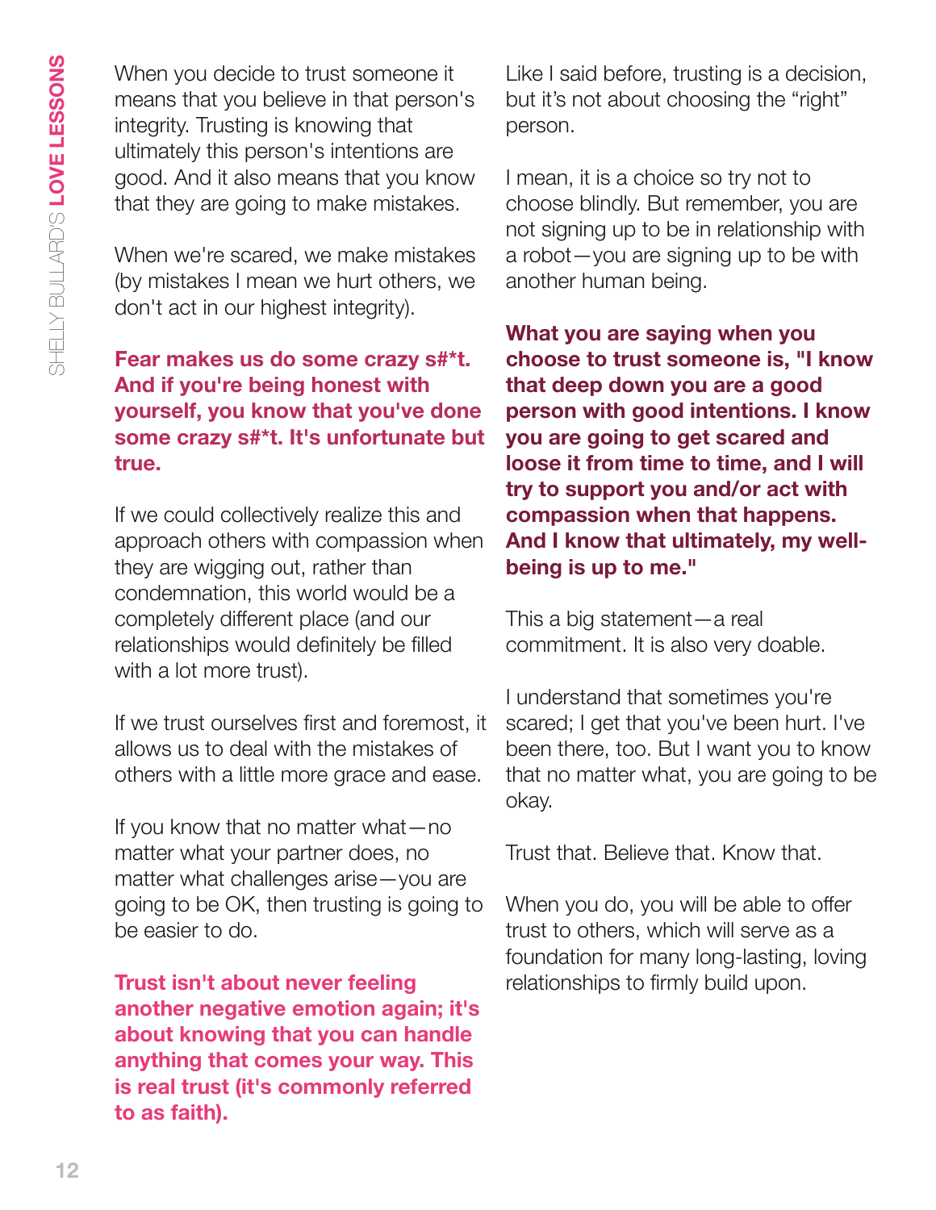When you decide to trust someone it means that you believe in that person's integrity. Trusting is knowing that ultimately this person's intentions are good. And it also means that you know that they are going to make mistakes.

When we're scared, we make mistakes (by mistakes I mean we hurt others, we don't act in our highest integrity).

**Fear makes us do some crazy s#*t. And if you're being honest with yourself, you know that you've done some crazy s#*t. It's unfortunate but true.**

If we could collectively realize this and approach others with compassion when they are wigging out, rather than condemnation, this world would be a completely different place (and our relationships would definitely be filled with a lot more trust).

If we trust ourselves first and foremost, it allows us to deal with the mistakes of others with a little more grace and ease.

If you know that no matter what—no matter what your partner does, no matter what challenges arise—you are going to be OK, then trusting is going to be easier to do.

**Trust isn't about never feeling another negative emotion again; it's about knowing that you can handle anything that comes your way. This is real trust (it's commonly referred to as faith).**

Like I said before, trusting is a decision, but it's not about choosing the "right" person.

I mean, it is a choice so try not to choose blindly. But remember, you are not signing up to be in relationship with a robot—you are signing up to be with another human being.

**What you are saying when you choose to trust someone is, "I know that deep down you are a good person with good intentions. I know you are going to get scared and loose it from time to time, and I will try to support you and/or act with compassion when that happens. And I know that ultimately, my well-being is up to me."**

This a big statement—a real commitment. It is also very doable.

I understand that sometimes you're scared; I get that you've been hurt. I've been there, too. But I want you to know that no matter what, you are going to be okay.

Trust that. Believe that. Know that.

When you do, you will be able to offer trust to others, which will serve as a foundation for many long-lasting, loving relationships to firmly build upon.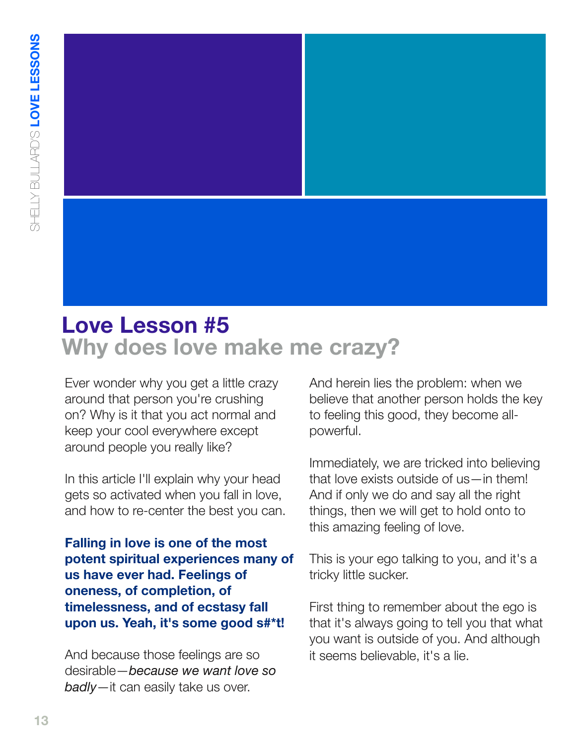# Love Lesson #5

## Why does love make me crazy?

Ever wonder why you get a little crazy around that person you're crushing on? Why is it that you act normal and keep your cool everywhere except around people you really like?

In this article I'll explain why your head gets so activated when you fall in love, and how to re-center the best you can.

**Falling in love is one of the most potent spiritual experiences many of us have ever had. Feelings of oneness, of completion, of timelessness, and of ecstasy fall upon us. Yeah, it's some good s#*t!**

And because those feelings are so desirable—*because we want love so badly*—it can easily take us over.

And herein lies the problem: when we believe that another person holds the key to feeling this good, they become all-powerful.

Immediately, we are tricked into believing that love exists outside of us—in them! And if only we do and say all the right things, then we will get to hold onto to this amazing feeling of love.

This is your ego talking to you, and it's a tricky little sucker.

First thing to remember about the ego is that it's always going to tell you that what you want is outside of you. And although it seems believable, it's a lie.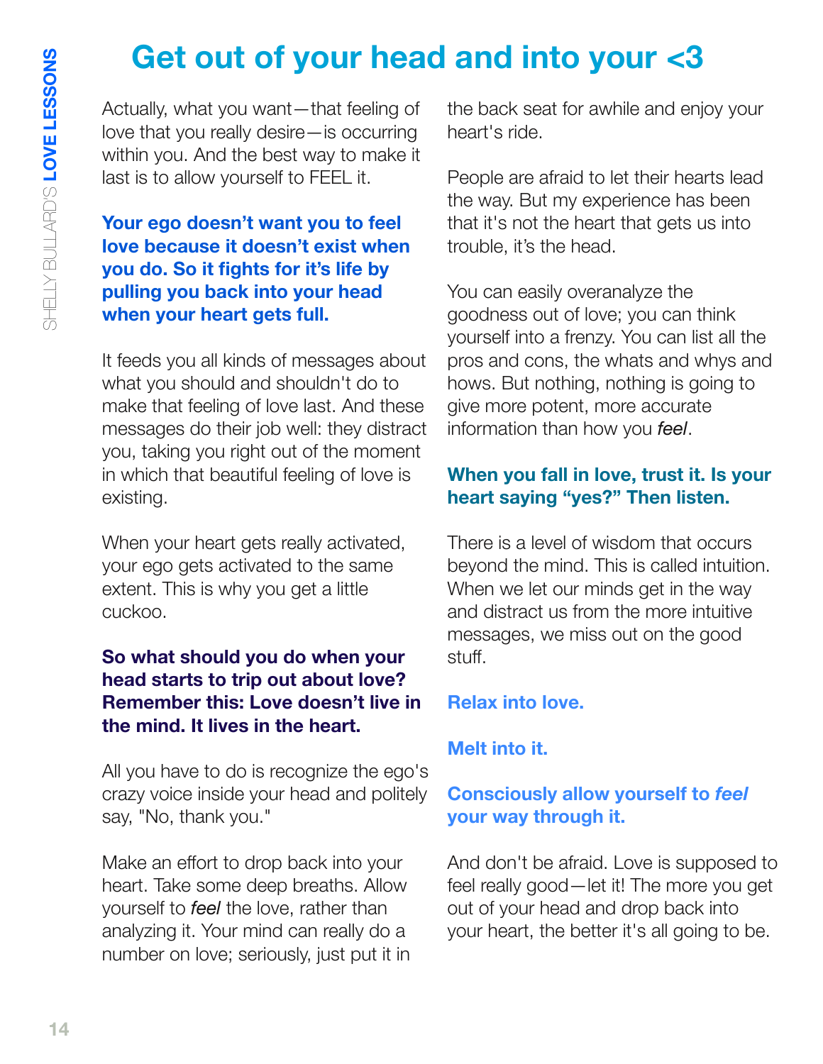# Get out of your head and into your <3

Actually, what you want—that feeling of love that you really desire—is occurring within you. And the best way to make it last is to allow yourself to FEEL it.

**Your ego doesn't want you to feel love because it doesn't exist when you do. So it fights for it's life by pulling you back into your head when your heart gets full.**

It feeds you all kinds of messages about what you should and shouldn't do to make that feeling of love last. And these messages do their job well: they distract you, taking you right out of the moment in which that beautiful feeling of love is existing.

When your heart gets really activated, your ego gets activated to the same extent. This is why you get a little cuckoo.

**So what should you do when your head starts to trip out about love? Remember this: Love doesn't live in the mind. It lives in the heart.**

All you have to do is recognize the ego's crazy voice inside your head and politely say, "No, thank you."

Make an effort to drop back into your heart. Take some deep breaths. Allow yourself to *feel* the love, rather than analyzing it. Your mind can really do a number on love; seriously, just put it in the back seat for awhile and enjoy your heart's ride.

People are afraid to let their hearts lead the way. But my experience has been that it's not the heart that gets us into trouble, it's the head.

You can easily overanalyze the goodness out of love; you can think yourself into a frenzy. You can list all the pros and cons, the whats and whys and hows. But nothing, nothing is going to give more potent, more accurate information than how you *feel*.

**When you fall in love, trust it. Is your heart saying "yes?" Then listen.**

There is a level of wisdom that occurs beyond the mind. This is called intuition. When we let our minds get in the way and distract us from the more intuitive messages, we miss out on the good stuff.

**Relax into love.**

**Melt into it.**

**Consciously allow yourself to *feel* your way through it.**

And don't be afraid. Love is supposed to feel really good—let it! The more you get out of your head and drop back into your heart, the better it's all going to be.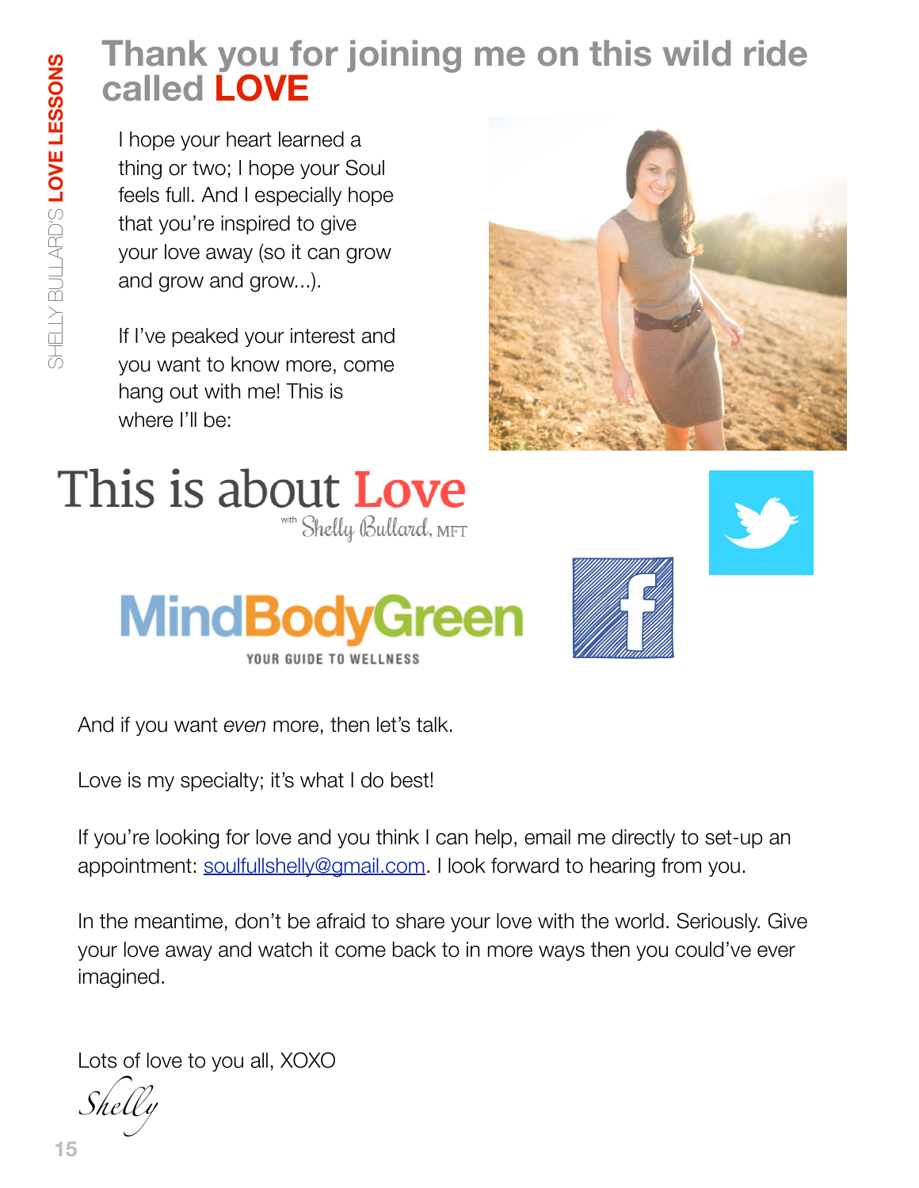# Thank you for joining me on this wild ride called LOVE

I hope your heart learned a thing or two; I hope your Soul feels full. And I especially hope that you're inspired to give your love away (so it can grow and grow and grow...).

If I've peaked your interest and you want to know more, come hang out with me! This is where I'll be:

This is about Love
with Shelly Bullard, MFT

MindBodyGreen
YOUR GUIDE TO WELLNESS

And if you want *even* more, then let's talk.

Love is my specialty; it's what I do best!

If you're looking for love and you think I can help, email me directly to set-up an appointment: soulfullshelly@gmail.com. I look forward to hearing from you.

In the meantime, don't be afraid to share your love with the world. Seriously. Give your love away and watch it come back to in more ways then you could've ever imagined.

Lots of love to you all, XOXO

*Shelly*